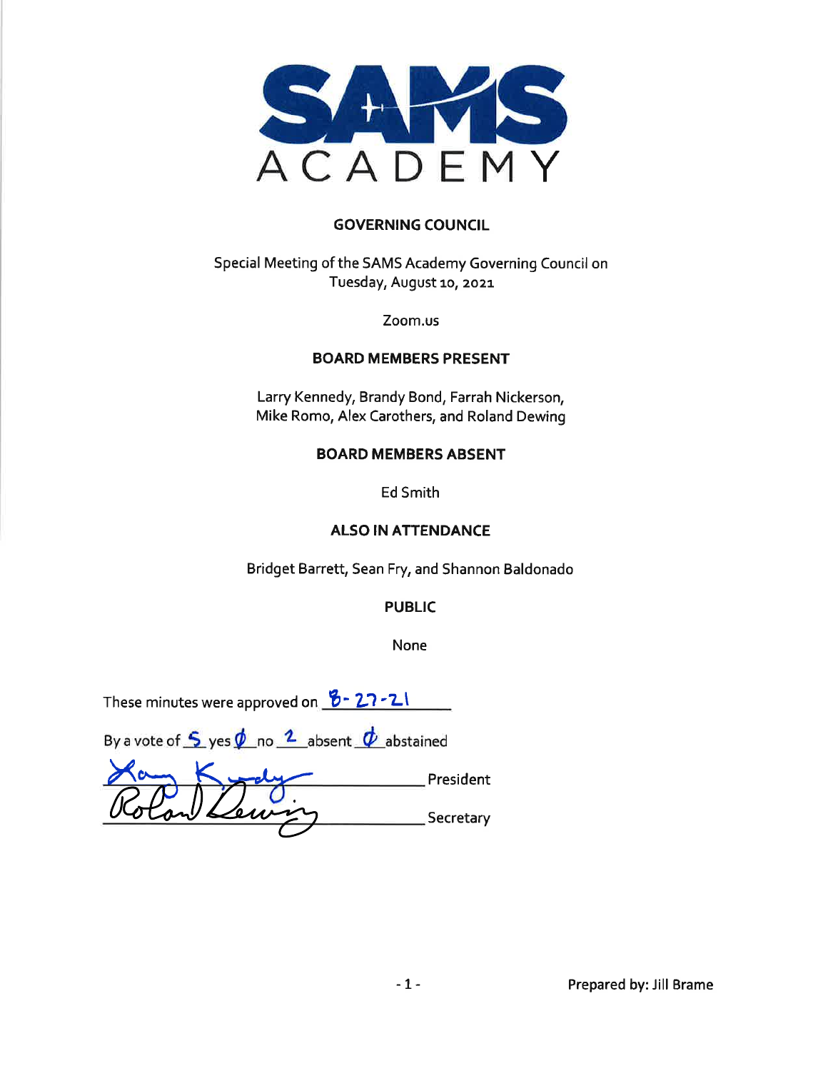# SAMS ACADEMY

## GOVERNING COUNCIL

Special Meeting of the SAMS Academy Governing Council on Tuesday, August 10, 2021

Zoom.us

### BOARD MEMBERS PRESENT

Larry Kennedy, Brandy Bond, Farrah Nickerson, Mike Romo, Alex Carothers, and Roland Dewing

### BOARD MEMBERS ABSENT

Ed Smith

### ALSO IN ATTENDANCE

Bridget Barrett, Sean Fry, and Shannon Baldonado

### PUBLIC

None

These minutes were approved on 8-27-21

By a vote of 5 yes Ø no 2 absent Ø abstained

Larry Kennedy ______________ President

Roland Dewing ______________ Secretary

Prepared by: Jill Brame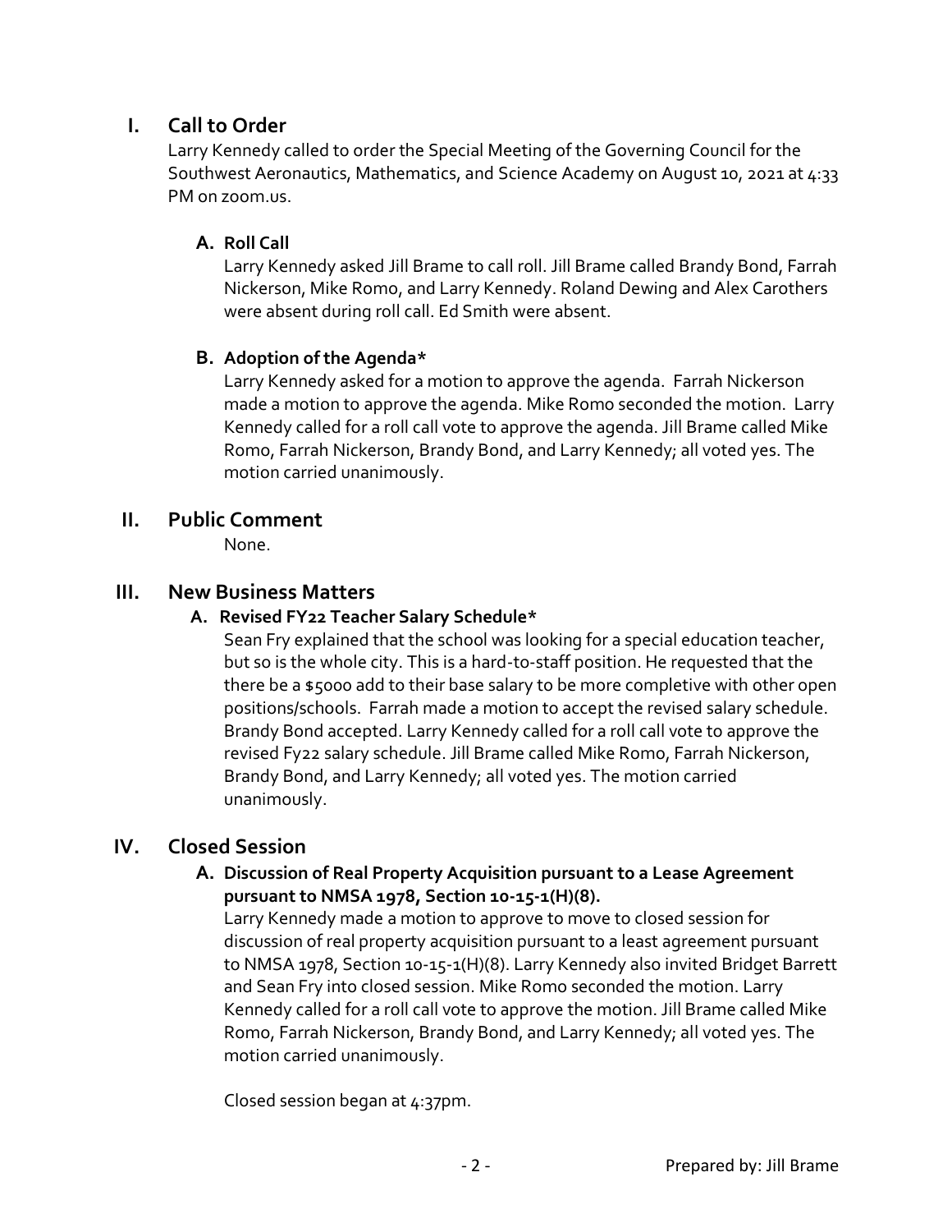## I. Call to Order

Larry Kennedy called to order the Special Meeting of the Governing Council for the Southwest Aeronautics, Mathematics, and Science Academy on August 10, 2021 at 4:33 PM on zoom.us.

### A. Roll Call

Larry Kennedy asked Jill Brame to call roll. Jill Brame called Brandy Bond, Farrah Nickerson, Mike Romo, and Larry Kennedy. Roland Dewing and Alex Carothers were absent during roll call. Ed Smith were absent.

### B. Adoption of the Agenda*

Larry Kennedy asked for a motion to approve the agenda. Farrah Nickerson made a motion to approve the agenda. Mike Romo seconded the motion. Larry Kennedy called for a roll call vote to approve the agenda. Jill Brame called Mike Romo, Farrah Nickerson, Brandy Bond, and Larry Kennedy; all voted yes. The motion carried unanimously.

## II. Public Comment

None.

## III. New Business Matters

### A. Revised FY22 Teacher Salary Schedule*

Sean Fry explained that the school was looking for a special education teacher, but so is the whole city. This is a hard-to-staff position. He requested that the there be a $5000 add to their base salary to be more completive with other open positions/schools. Farrah made a motion to accept the revised salary schedule. Brandy Bond accepted. Larry Kennedy called for a roll call vote to approve the revised Fy22 salary schedule. Jill Brame called Mike Romo, Farrah Nickerson, Brandy Bond, and Larry Kennedy; all voted yes. The motion carried unanimously.

## IV. Closed Session

### A. Discussion of Real Property Acquisition pursuant to a Lease Agreement pursuant to NMSA 1978, Section 10-15-1(H)(8).

Larry Kennedy made a motion to approve to move to closed session for discussion of real property acquisition pursuant to a least agreement pursuant to NMSA 1978, Section 10-15-1(H)(8). Larry Kennedy also invited Bridget Barrett and Sean Fry into closed session. Mike Romo seconded the motion. Larry Kennedy called for a roll call vote to approve the motion. Jill Brame called Mike Romo, Farrah Nickerson, Brandy Bond, and Larry Kennedy; all voted yes. The motion carried unanimously.

Closed session began at 4:37pm.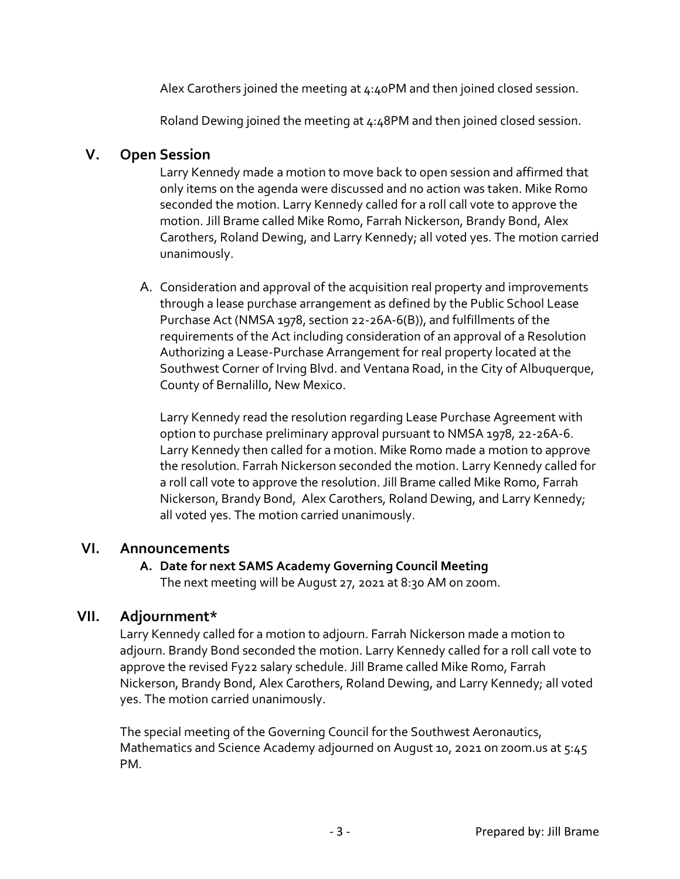Alex Carothers joined the meeting at 4:40PM and then joined closed session.

Roland Dewing joined the meeting at 4:48PM and then joined closed session.

## V. Open Session

Larry Kennedy made a motion to move back to open session and affirmed that only items on the agenda were discussed and no action was taken. Mike Romo seconded the motion. Larry Kennedy called for a roll call vote to approve the motion. Jill Brame called Mike Romo, Farrah Nickerson, Brandy Bond, Alex Carothers, Roland Dewing, and Larry Kennedy; all voted yes. The motion carried unanimously.

A. Consideration and approval of the acquisition real property and improvements through a lease purchase arrangement as defined by the Public School Lease Purchase Act (NMSA 1978, section 22-26A-6(B)), and fulfillments of the requirements of the Act including consideration of an approval of a Resolution Authorizing a Lease-Purchase Arrangement for real property located at the Southwest Corner of Irving Blvd. and Ventana Road, in the City of Albuquerque, County of Bernalillo, New Mexico.

   Larry Kennedy read the resolution regarding Lease Purchase Agreement with option to purchase preliminary approval pursuant to NMSA 1978, 22-26A-6. Larry Kennedy then called for a motion. Mike Romo made a motion to approve the resolution. Farrah Nickerson seconded the motion. Larry Kennedy called for a roll call vote to approve the resolution. Jill Brame called Mike Romo, Farrah Nickerson, Brandy Bond, Alex Carothers, Roland Dewing, and Larry Kennedy; all voted yes. The motion carried unanimously.

## VI. Announcements

**A. Date for next SAMS Academy Governing Council Meeting**

The next meeting will be August 27, 2021 at 8:30 AM on zoom.

## VII. Adjournment*

Larry Kennedy called for a motion to adjourn. Farrah Nickerson made a motion to adjourn. Brandy Bond seconded the motion. Larry Kennedy called for a roll call vote to approve the revised Fy22 salary schedule. Jill Brame called Mike Romo, Farrah Nickerson, Brandy Bond, Alex Carothers, Roland Dewing, and Larry Kennedy; all voted yes. The motion carried unanimously.

The special meeting of the Governing Council for the Southwest Aeronautics, Mathematics and Science Academy adjourned on August 10, 2021 on zoom.us at 5:45 PM.

Prepared by: Jill Brame